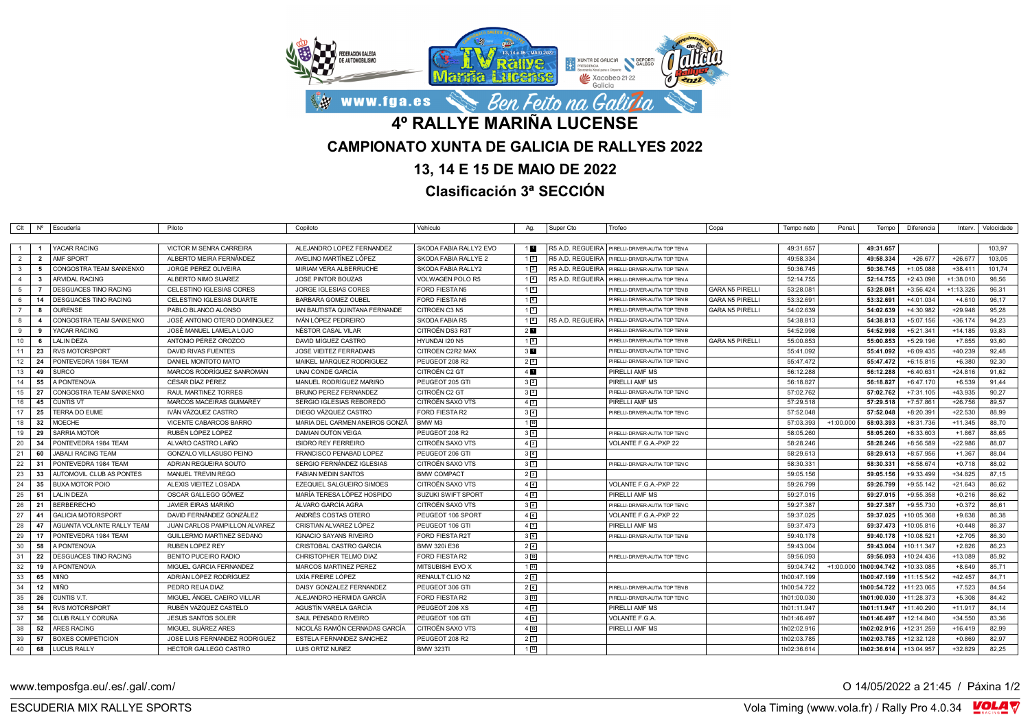# 4º RALLYE MARIÑA LUCENSE

## CAMPIONATO XUNTA DE GALICIA DE RALLYES 2022

## 13, 14 E 15 DE MAIO DE 2022

## Clasificación 3ª SECCIÓN

| Clt | Nº | Escudería | Piloto | Copiloto | Vehículo | Ag. | Super Cto | Trofeo | Copa | Tempo neto | Penal. | Tempo | Diferencia | Interv. | Velocidade |
|---|---|---|---|---|---|---|---|---|---|---|---|---|---|---|---|
| 1 | 1 | YACAR RACING | VICTOR M SENRA CARREIRA | ALEJANDRO LOPEZ FERNANDEZ | SKODA FABIA RALLY2 EVO | 1 1 | R5 A.D. REGUEIRA | PIRELLI-DRIVER-AUTIA TOP TEN A | | 49:31.657 | | **49:31.657** | | | 103,97 |
| 2 | 2 | AMF SPORT | ALBERTO MEIRA FERNÁNDEZ | AVELINO MARTÍNEZ LÓPEZ | SKODA FABIA RALLYE 2 | 1 2 | R5 A.D. REGUEIRA | PIRELLI-DRIVER-AUTIA TOP TEN A | | 49:58.334 | | **49:58.334** | +26.677 | +26.677 | 103,05 |
| 3 | 5 | CONGOSTRA TEAM SANXENXO | JORGE PEREZ OLIVEIRA | MIRIAM VERA ALBERRUCHE | SKODA FABIA RALLY2 | 1 3 | R5 A.D. REGUEIRA | PIRELLI-DRIVER-AUTIA TOP TEN A | | 50:36.745 | | **50:36.745** | +1:05.088 | +38.411 | 101,74 |
| 4 | 3 | ARVIDAL RACING | ALBERTO NIMO SUAREZ | JOSE PINTOR BOUZAS | VOLWAGEN POLO R5 | 1 4 | R5 A.D. REGUEIRA | PIRELLI-DRIVER-AUTIA TOP TEN A | | 52:14.755 | | **52:14.755** | +2:43.098 | +1:38.010 | 98,56 |
| 5 | 7 | DESGUACES TINO RACING | CELESTINO IGLESIAS CORES | JORGE IGLESIAS CORES | FORD FIESTA N5 | 1 5 | | PIRELLI-DRIVER-AUTIA TOP TEN B | GARA N5 PIRELLI | 53:28.081 | | **53:28.081** | +3:56.424 | +1:13.326 | 96,31 |
| 6 | 14 | DESGUACES TINO RACING | CELESTINO IGLESIAS DUARTE | BARBARA GOMEZ OUBEL | FORD FIESTA N5 | 1 6 | | PIRELLI-DRIVER-AUTIA TOP TEN B | GARA N5 PIRELLI | 53:32.691 | | **53:32.691** | +4:01.034 | +4.610 | 96,17 |
| 7 | 8 | OURENSE | PABLO BLANCO ALONSO | IAN BAUTISTA QUINTANA FERNANDE | CITROEN C3 N5 | 1 7 | | PIRELLI-DRIVER-AUTIA TOP TEN B | GARA N5 PIRELLI | 54:02.639 | | **54:02.639** | +4:30.982 | +29.948 | 95,28 |
| 8 | 4 | CONGOSTRA TEAM SANXENXO | JOSÉ ANTONIO OTERO DOMINGUEZ | IVÁN LÓPEZ PEDREIRO | SKODA FABIA R5 | 1 8 | R5 A.D. REGUEIRA | PIRELLI-DRIVER-AUTIA TOP TEN A | | 54:38.813 | | **54:38.813** | +5:07.156 | +36.174 | 94,23 |
| 9 | 9 | YACAR RACING | JOSÉ MANUEL LAMELA LOJO | NÉSTOR CASAL VILAR | CITROËN DS3 R3T | 2 1 | | PIRELLI-DRIVER-AUTIA TOP TEN B | | 54:52.998 | | **54:52.998** | +5:21.341 | +14.185 | 93,83 |
| 10 | 6 | LALIN DEZA | ANTONIO PÉREZ OROZCO | DAVID MÍGUEZ CASTRO | HYUNDAI I20 N5 | 1 9 | | PIRELLI-DRIVER-AUTIA TOP TEN B | GARA N5 PIRELLI | 55:00.853 | | **55:00.853** | +5:29.196 | +7.855 | 93,60 |
| 11 | 23 | RVS MOTORSPORT | DAVID RIVAS FUENTES | JOSE VIEITEZ FERRADANS | CITROEN C2R2 MAX | 3 1 | | PIRELLI-DRIVER-AUTIA TOP TEN C | | 55:41.092 | | **55:41.092** | +6:09.435 | +40.239 | 92,48 |
| 12 | 24 | PONTEVEDRA 1984 TEAM | DANIEL MONTOTO MATO | MAIKEL MARQUEZ RODRIGUEZ | PEUGEOT 208 R2 | 2 2 | | PIRELLI-DRIVER-AUTIA TOP TEN C | | 55:47.472 | | **55:47.472** | +6:15.815 | +6.380 | 92,30 |
| 13 | 49 | SURCO | MARCOS RODRÍGUEZ SANROMÁN | UNAI CONDE GARCÍA | CITROËN C2 GT | 4 1 | | PIRELLI AMF MS | | 56:12.288 | | **56:12.288** | +6:40.631 | +24.816 | 91,62 |
| 14 | 55 | A PONTENOVA | CÉSAR DÍAZ PÉREZ | MANUEL RODRÍGUEZ MARIÑO | PEUGEOT 205 GTI | 3 2 | | PIRELLI AMF MS | | 56:18.827 | | **56:18.827** | +6:47.170 | +6.539 | 91,44 |
| 15 | 27 | CONGOSTRA TEAM SANXENXO | RAUL MARTINEZ TORRES | BRUNO PEREZ FERNANDEZ | CITROËN C2 GT | 3 3 | | PIRELLI-DRIVER-AUTIA TOP TEN C | | 57:02.762 | | **57:02.762** | +7:31.105 | +43.935 | 90,27 |
| 16 | 45 | CUNTIS VT | MARCOS MACEIRAS GUIMAREY | SERGIO IGLESIAS REBOREDO | CITROËN SAXO VTS | 4 2 | | PIRELLI AMF MS | | 57:29.518 | | **57:29.518** | +7:57.861 | +26.756 | 89,57 |
| 17 | 25 | TERRA DO EUME | IVÁN VÁZQUEZ CASTRO | DIEGO VÁZQUEZ CASTRO | FORD FIESTA R2 | 3 4 | | PIRELLI-DRIVER-AUTIA TOP TEN C | | 57:52.048 | | **57:52.048** | +8:20.391 | +22.530 | 88,99 |
| 18 | 32 | MOECHE | VICENTE CABARCOS BARRO | MARIA DEL CARMEN ANEIROS GONZÁ | BMW M3 | 1 10 | | | | 57:03.393 | +1:00.000 | **58:03.393** | +8:31.736 | +11.345 | 88,70 |
| 19 | 29 | SARRIA MOTOR | RUBÉN LÓPEZ LÓPEZ | DAMIAN OUTON VEIGA | PEUGEOT 208 R2 | 3 5 | | PIRELLI-DRIVER-AUTIA TOP TEN C | | 58:05.260 | | **58:05.260** | +8:33.603 | +1.867 | 88,65 |
| 20 | 34 | PONTEVEDRA 1984 TEAM | ALVARO CASTRO LAIÑO | ISIDRO REY FERREIRO | CITROËN SAXO VTS | 4 3 | | VOLANTE F.G.A.-PXP 22 | | 58:28.246 | | **58:28.246** | +8:56.589 | +22.986 | 88,07 |
| 21 | 60 | JABALI RACING TEAM | GONZALO VILLASUSO PEINO | FRANCISCO PENABAD LOPEZ | PEUGEOT 206 GTI | 3 6 | | | | 58:29.613 | | **58:29.613** | +8:57.956 | +1.367 | 88,04 |
| 22 | 31 | PONTEVEDRA 1984 TEAM | ADRIAN REGUEIRA SOUTO | SERGIO FERNÁNDEZ IGLESIAS | CITROËN SAXO VTS | 3 7 | | PIRELLI-DRIVER-AUTIA TOP TEN C | | 58:30.331 | | **58:30.331** | +8:58.674 | +0.718 | 88,02 |
| 23 | 33 | AUTOMOVIL CLUB AS PONTES | MANUEL TREVIN REGO | FABIAN MEDIN SANTOS | BMW COMPACT | 2 3 | | | | 59:05.156 | | **59:05.156** | +9:33.499 | +34.825 | 87,15 |
| 24 | 35 | BUXA MOTOR POIO | ALEXIS VIEITEZ LOSADA | EZEQUIEL SALGUEIRO SIMOES | CITROËN SAXO VTS | 4 4 | | VOLANTE F.G.A.-PXP 22 | | 59:26.799 | | **59:26.799** | +9:55.142 | +21.643 | 86,62 |
| 25 | 51 | LALIN DEZA | OSCAR GALLEGO GÓMEZ | MARÍA TERESA LÓPEZ HOSPIDO | SUZUKI SWIFT SPORT | 4 5 | | PIRELLI AMF MS | | 59:27.015 | | **59:27.015** | +9:55.358 | +0.216 | 86,62 |
| 26 | 21 | BERBERECHO | JAVIER EIRAS MARIÑO | ÁLVARO GARCÍA AGRA | CITROËN SAXO VTS | 3 8 | | PIRELLI-DRIVER-AUTIA TOP TEN C | | 59:27.387 | | **59:27.387** | +9:55.730 | +0.372 | 86,61 |
| 27 | 41 | GALICIA MOTORSPORT | DAVID FERNÁNDEZ GONZÁLEZ | ANDRÉS COSTAS OTERO | PEUGEOT 106 SPORT | 4 6 | | VOLANTE F.G.A.-PXP 22 | | 59:37.025 | | **59:37.025** | +10:05.368 | +9.638 | 86,38 |
| 28 | 47 | AGUANTA VOLANTE RALLY TEAM | JUAN CARLOS PAMPILLON ALVAREZ | CRISTIAN ALVAREZ LÓPEZ | PEUGEOT 106 GTI | 4 7 | | PIRELLI AMF MS | | 59:37.473 | | **59:37.473** | +10:05.816 | +0.448 | 86,37 |
| 29 | 17 | PONTEVEDRA 1984 TEAM | GUILLERMO MARTINEZ SEDANO | IGNACIO SAYANS RIVEIRO | FORD FIESTA R2T | 3 9 | | PIRELLI-DRIVER-AUTIA TOP TEN B | | 59:40.178 | | **59:40.178** | +10:08.521 | +2.705 | 86,30 |
| 30 | 58 | A PONTENOVA | RUBEN LOPEZ REY | CRISTOBAL CASTRO GARCIA | BMW 320i E36 | 2 4 | | | | 59:43.004 | | **59:43.004** | +10:11.347 | +2.826 | 86,23 |
| 31 | 22 | DESGUACES TINO RACING | BENITO PUCEIRO RADIO | CHRISTOPHER TELMO DIAZ | FORD FIESTA R2 | 3 10 | | PIRELLI-DRIVER-AUTIA TOP TEN C | | 59:56.093 | | **59:56.093** | +10:24.436 | +13.089 | 85,92 |
| 32 | 19 | A PONTENOVA | MIGUEL GARCIA FERNANDEZ | MARCOS MARTINEZ PEREZ | MITSUBISHI EVO X | 1 11 | | | | 59:04.742 | +1:00.000 | **1h00:04.742** | +10:33.085 | +8.649 | 85,71 |
| 33 | 65 | MIÑO | ADRIÁN LÓPEZ RODRÍGUEZ | UXÍA FREIRE LÓPEZ | RENAULT CLIO N2 | 2 5 | | | | 1h00:47.199 | | **1h00:47.199** | +11:15.542 | +42.457 | 84,71 |
| 34 | 12 | MIÑO | PEDRO REIJA DIAZ | DAISY GONZALEZ FERNANDEZ | PEUGEOT 306 GTI | 2 6 | | PIRELLI-DRIVER-AUTIA TOP TEN B | | 1h00:54.722 | | **1h00:54.722** | +11:23.065 | +7.523 | 84,54 |
| 35 | 26 | CUNTIS V.T. | MIGUEL ÁNGEL CAEIRO VILLAR | ALEJANDRO HERMIDA GARCÍA | FORD FIESTA R2 | 3 11 | | PIRELLI-DRIVER-AUTIA TOP TEN C | | 1h01:00.030 | | **1h01:00.030** | +11:28.373 | +5.308 | 84,42 |
| 36 | 54 | RVS MOTORSPORT | RUBÉN VÁZQUEZ CASTELO | AGUSTÍN VARELA GARCÍA | PEUGEOT 206 XS | 4 8 | | PIRELLI AMF MS | | 1h01:11.947 | | **1h01:11.947** | +11:40.290 | +11.917 | 84,14 |
| 37 | 36 | CLUB RALLY CORUÑA | JESUS SANTOS SOLER | SAUL PENSADO RIVEIRO | PEUGEOT 106 GTI | 4 9 | | VOLANTE F.G.A. | | 1h01:46.497 | | **1h01:46.497** | +12:14.840 | +34.550 | 83,36 |
| 38 | 52 | ARES RACING | MIGUEL SUÁREZ ARES | NICOLÁS RAMÓN CERNADAS GARCÍA | CITROËN SAXO VTS | 4 10 | | PIRELLI AMF MS | | 1h02:02.916 | | **1h02:02.916** | +12:31.259 | +16.419 | 82,99 |
| 39 | 57 | BOXES COMPETICION | JOSE LUIS FERNANDEZ RODRIGUEZ | ESTELA FERNANDEZ SANCHEZ | PEUGEOT 208 R2 | 2 7 | | | | 1h02:03.785 | | **1h02:03.785** | +12:32.128 | +0.869 | 82,97 |
| 40 | 68 | LUCUS RALLY | HECTOR GALLEGO CASTRO | LUIS ORTIZ NUÑEZ | BMW 323TI | 1 12 | | | | 1h02:36.614 | | **1h02:36.614** | +13:04.957 | +32.829 | 82,25 |

www.temposfga.eu/.es/.gal/.com/

O 14/05/2022 a 21:45

ESCUDERIA MIX RALLYE SPORTS

Vola Timing (www.vola.fr) / Rally Pro 4.0.34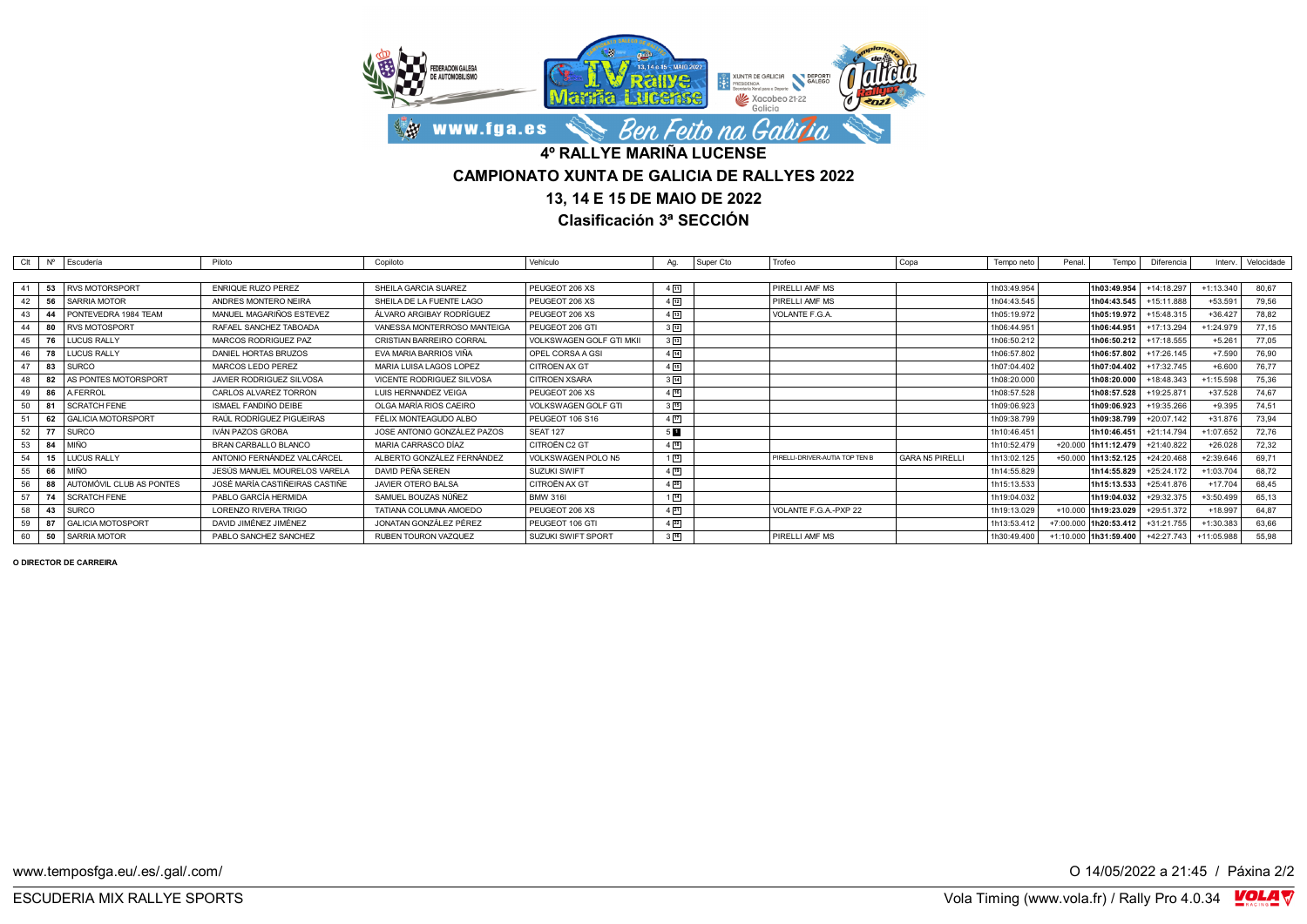# 4º RALLYE MARIÑA LUCENSE

## CAMPIONATO XUNTA DE GALICIA DE RALLYES 2022

## 13, 14 E 15 DE MAIO DE 2022

## Clasificación 3ª SECCIÓN

| Clt | Nº | Escudería | Piloto | Copiloto | Vehículo | Ag. | Super Cto | Trofeo | Copa | Tempo neto | Penal. | Tempo | Diferencia | Interv. | Velocidade |
|---|---|---|---|---|---|---|---|---|---|---|---|---|---|---|---|
| 41 | 53 | RVS MOTORSPORT | ENRIQUE RUZO PEREZ | SHEILA GARCIA SUAREZ | PEUGEOT 206 XS | 4 11 | | PIRELLI AMF MS | | 1h03:49.954 | | 1h03:49.954 | +14:18.297 | +1:13.340 | 80,67 |
| 42 | 56 | SARRIA MOTOR | ANDRES MONTERO NEIRA | SHEILA DE LA FUENTE LAGO | PEUGEOT 206 XS | 4 12 | | PIRELLI AMF MS | | 1h04:43.545 | | 1h04:43.545 | +15:11.888 | +53.591 | 79,56 |
| 43 | 44 | PONTEVEDRA 1984 TEAM | MANUEL MAGARIÑOS ESTEVEZ | ÁLVARO ARGIBAY RODRÍGUEZ | PEUGEOT 206 XS | 4 13 | | VOLANTE F.G.A. | | 1h05:19.972 | | 1h05:19.972 | +15:48.315 | +36.427 | 78,82 |
| 44 | 80 | RVS MOTOSPORT | RAFAEL SANCHEZ TABOADA | VANESSA MONTERROSO MANTEIGA | PEUGEOT 206 GTI | 3 12 | | | | 1h06:44.951 | | 1h06:44.951 | +17:13.294 | +1:24.979 | 77,15 |
| 45 | 76 | LUCUS RALLY | MARCOS RODRIGUEZ PAZ | CRISTIAN BARREIRO CORRAL | VOLKSWAGEN GOLF GTI MKII | 3 13 | | | | 1h06:50.212 | | 1h06:50.212 | +17:18.555 | +5.261 | 77,05 |
| 46 | 78 | LUCUS RALLY | DANIEL HORTAS BRUZOS | EVA MARIA BARRIOS VIÑA | OPEL CORSA A GSI | 4 14 | | | | 1h06:57.802 | | 1h06:57.802 | +17:26.145 | +7.590 | 76,90 |
| 47 | 83 | SURCO | MARCOS LEDO PEREZ | MARIA LUISA LAGOS LOPEZ | CITROEN AX GT | 4 15 | | | | 1h07:04.402 | | 1h07:04.402 | +17:32.745 | +6.600 | 76,77 |
| 48 | 82 | AS PONTES MOTORSPORT | JAVIER RODRIGUEZ SILVOSA | VICENTE RODRIGUEZ SILVOSA | CITROEN XSARA | 3 14 | | | | 1h08:20.000 | | 1h08:20.000 | +18:48.343 | +1:15.598 | 75,36 |
| 49 | 86 | A.FERROL | CARLOS ALVAREZ TORRON | LUIS HERNANDEZ VEIGA | PEUGEOT 206 XS | 4 16 | | | | 1h08:57.528 | | 1h08:57.528 | +19:25.871 | +37.528 | 74,67 |
| 50 | 81 | SCRATCH FENE | ISMAEL FANDIÑO DEIBE | OLGA MARÍA RIOS CAEIRO | VOLKSWAGEN GOLF GTI | 3 15 | | | | 1h09:06.923 | | 1h09:06.923 | +19:35.266 | +9.395 | 74,51 |
| 51 | 62 | GALICIA MOTORSPORT | RAÚL RODRÍGUEZ PIGUEIRAS | FÉLIX MONTEAGUDO ALBO | PEUGEOT 106 S16 | 4 17 | | | | 1h09:38.799 | | 1h09:38.799 | +20:07.142 | +31.876 | 73,94 |
| 52 | 77 | SURCO | IVÁN PAZOS GROBA | JOSE ANTONIO GONZÁLEZ PAZOS | SEAT 127 | 5 1 | | | | 1h10:46.451 | | 1h10:46.451 | +21:14.794 | +1:07.652 | 72,76 |
| 53 | 84 | MIÑO | BRAN CARBALLO BLANCO | MARIA CARRASCO DÍAZ | CITROËN C2 GT | 4 18 | | | | 1h10:52.479 | +20.000 | 1h11:12.479 | +21:40.822 | +26.028 | 72,32 |
| 54 | 15 | LUCUS RALLY | ANTONIO FERNÁNDEZ VALCÁRCEL | ALBERTO GONZÁLEZ FERNÁNDEZ | VOLKSWAGEN POLO N5 | 1 13 | | PIRELLI-DRIVER-AUTIA TOP TEN B | GARA N5 PIRELLI | 1h13:02.125 | +50.000 | 1h13:52.125 | +24:20.468 | +2:39.646 | 69,71 |
| 55 | 66 | MIÑO | JESÚS MANUEL MOURELOS VARELA | DAVID PEÑA SEREN | SUZUKI SWIFT | 4 19 | | | | 1h14:55.829 | | 1h14:55.829 | +25:24.172 | +1:03.704 | 68,72 |
| 56 | 88 | AUTOMÓVIL CLUB AS PONTES | JOSÉ MARÍA CASTIÑEIRAS CASTIÑE | JAVIER OTERO BALSA | CITROËN AX GT | 4 20 | | | | 1h15:13.533 | | 1h15:13.533 | +25:41.876 | +17.704 | 68,45 |
| 57 | 74 | SCRATCH FENE | PABLO GARCÍA HERMIDA | SAMUEL BOUZAS NÚÑEZ | BMW 316I | 1 14 | | | | 1h19:04.032 | | 1h19:04.032 | +29:32.375 | +3:50.499 | 65,13 |
| 58 | 43 | SURCO | LORENZO RIVERA TRIGO | TATIANA COLUMNA AMOEDO | PEUGEOT 206 XS | 4 21 | | VOLANTE F.G.A.-PXP 22 | | 1h19:13.029 | +10.000 | 1h19:23.029 | +29:51.372 | +18.997 | 64,87 |
| 59 | 87 | GALICIA MOTOSPORT | DAVID JIMÉNEZ JIMÉNEZ | JONATAN GONZÁLEZ PÉREZ | PEUGEOT 106 GTI | 4 22 | | | | 1h13:53.412 | +7:00.000 | 1h20:53.412 | +31:21.755 | +1:30.383 | 63,66 |
| 60 | 50 | SARRIA MOTOR | PABLO SANCHEZ SANCHEZ | RUBEN TOURON VAZQUEZ | SUZUKI SWIFT SPORT | 3 16 | | PIRELLI AMF MS | | 1h30:49.400 | +1:10.000 | 1h31:59.400 | +42:27.743 | +11:05.988 | 55,98 |

**O DIRECTOR DE CARREIRA**

www.temposfga.eu/.es/.gal/.com/

O 14/05/2022 a 21:45

ESCUDERIA MIX RALLYE SPORTS

Vola Timing (www.vola.fr) / Rally Pro 4.0.34